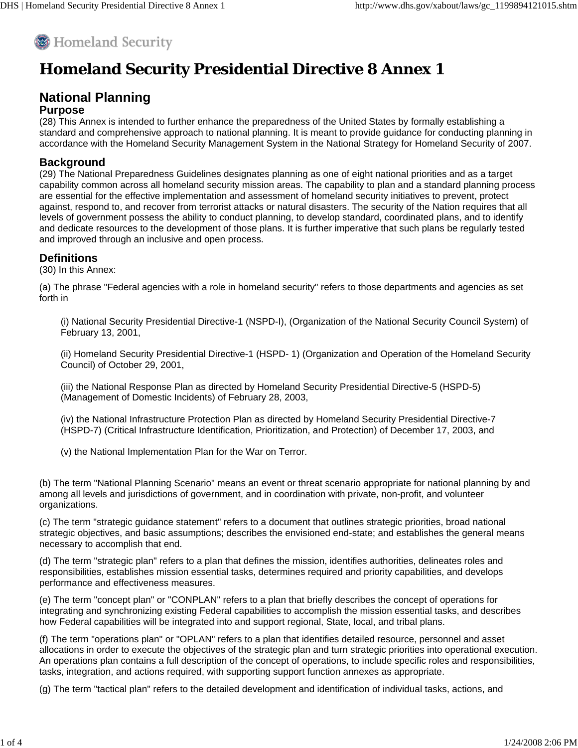Homeland Security

# Homeland Security Presidential Directive 8 Annex 1

## National Planning

### Purpose

(28) This Annex is intended to further enhance the preparedness of the United States by formally establishing a standard and comprehensive approach to national planning. It is meant to provide guidance for conducting planning in accordance with the Homeland Security Management System in the National Strategy for Homeland Security of 2007.

### Background

(29) The National Preparedness Guidelines designates planning as one of eight national priorities and as a target capability common across all homeland security mission areas. The capability to plan and a standard planning process are essential for the effective implementation and assessment of homeland security initiatives to prevent, protect against, respond to, and recover from terrorist attacks or natural disasters. The security of the Nation requires that all levels of government possess the ability to conduct planning, to develop standard, coordinated plans, and to identify and dedicate resources to the development of those plans. It is further imperative that such plans be regularly tested and improved through an inclusive and open process.

### Definitions

(30) In this Annex:

(a) The phrase "Federal agencies with a role in homeland security" refers to those departments and agencies as set forth in

> (i) National Security Presidential Directive-1 (NSPD-I), (Organization of the National Security Council System) of February 13, 2001,
>
> (ii) Homeland Security Presidential Directive-1 (HSPD- 1) (Organization and Operation of the Homeland Security Council) of October 29, 2001,
>
> (iii) the National Response Plan as directed by Homeland Security Presidential Directive-5 (HSPD-5) (Management of Domestic Incidents) of February 28, 2003,
>
> (iv) the National Infrastructure Protection Plan as directed by Homeland Security Presidential Directive-7 (HSPD-7) (Critical Infrastructure Identification, Prioritization, and Protection) of December 17, 2003, and
>
> (v) the National Implementation Plan for the War on Terror.

(b) The term "National Planning Scenario" means an event or threat scenario appropriate for national planning by and among all levels and jurisdictions of government, and in coordination with private, non-profit, and volunteer organizations.

(c) The term "strategic guidance statement" refers to a document that outlines strategic priorities, broad national strategic objectives, and basic assumptions; describes the envisioned end-state; and establishes the general means necessary to accomplish that end.

(d) The term "strategic plan" refers to a plan that defines the mission, identifies authorities, delineates roles and responsibilities, establishes mission essential tasks, determines required and priority capabilities, and develops performance and effectiveness measures.

(e) The term "concept plan" or "CONPLAN" refers to a plan that briefly describes the concept of operations for integrating and synchronizing existing Federal capabilities to accomplish the mission essential tasks, and describes how Federal capabilities will be integrated into and support regional, State, local, and tribal plans.

(f) The term "operations plan" or "OPLAN" refers to a plan that identifies detailed resource, personnel and asset allocations in order to execute the objectives of the strategic plan and turn strategic priorities into operational execution. An operations plan contains a full description of the concept of operations, to include specific roles and responsibilities, tasks, integration, and actions required, with supporting support function annexes as appropriate.

(g) The term "tactical plan" refers to the detailed development and identification of individual tasks, actions, and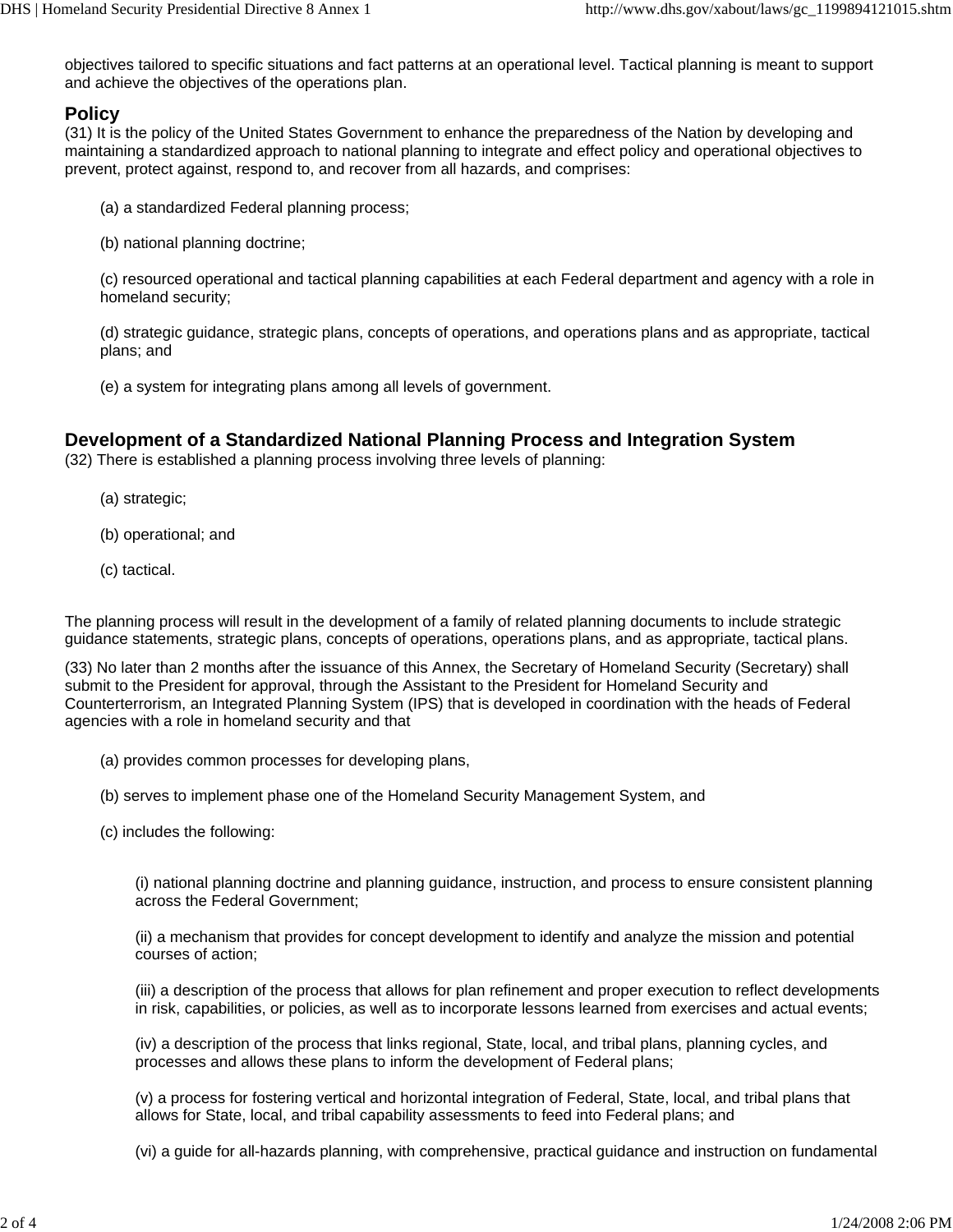objectives tailored to specific situations and fact patterns at an operational level. Tactical planning is meant to support and achieve the objectives of the operations plan.

## Policy

(31) It is the policy of the United States Government to enhance the preparedness of the Nation by developing and maintaining a standardized approach to national planning to integrate and effect policy and operational objectives to prevent, protect against, respond to, and recover from all hazards, and comprises:

(a) a standardized Federal planning process;

(b) national planning doctrine;

(c) resourced operational and tactical planning capabilities at each Federal department and agency with a role in homeland security;

(d) strategic guidance, strategic plans, concepts of operations, and operations plans and as appropriate, tactical plans; and

(e) a system for integrating plans among all levels of government.

## Development of a Standardized National Planning Process and Integration System

(32) There is established a planning process involving three levels of planning:

(a) strategic;

(b) operational; and

(c) tactical.

The planning process will result in the development of a family of related planning documents to include strategic guidance statements, strategic plans, concepts of operations, operations plans, and as appropriate, tactical plans.

(33) No later than 2 months after the issuance of this Annex, the Secretary of Homeland Security (Secretary) shall submit to the President for approval, through the Assistant to the President for Homeland Security and Counterterrorism, an Integrated Planning System (IPS) that is developed in coordination with the heads of Federal agencies with a role in homeland security and that

(a) provides common processes for developing plans,

(b) serves to implement phase one of the Homeland Security Management System, and

(c) includes the following:

(i) national planning doctrine and planning guidance, instruction, and process to ensure consistent planning across the Federal Government;

(ii) a mechanism that provides for concept development to identify and analyze the mission and potential courses of action;

(iii) a description of the process that allows for plan refinement and proper execution to reflect developments in risk, capabilities, or policies, as well as to incorporate lessons learned from exercises and actual events;

(iv) a description of the process that links regional, State, local, and tribal plans, planning cycles, and processes and allows these plans to inform the development of Federal plans;

(v) a process for fostering vertical and horizontal integration of Federal, State, local, and tribal plans that allows for State, local, and tribal capability assessments to feed into Federal plans; and

(vi) a guide for all-hazards planning, with comprehensive, practical guidance and instruction on fundamental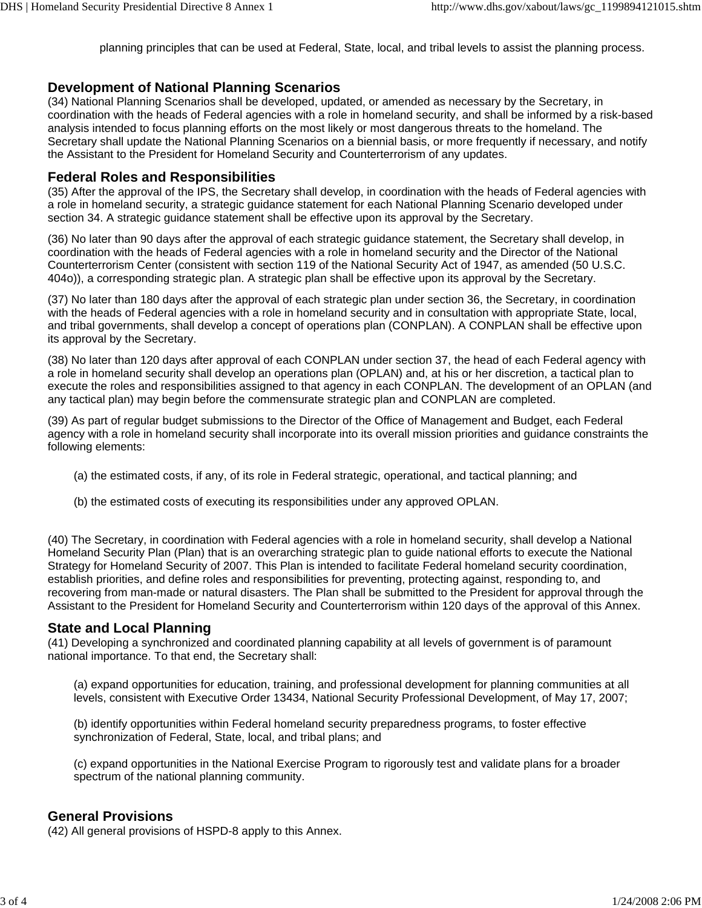planning principles that can be used at Federal, State, local, and tribal levels to assist the planning process.

## Development of National Planning Scenarios

(34) National Planning Scenarios shall be developed, updated, or amended as necessary by the Secretary, in coordination with the heads of Federal agencies with a role in homeland security, and shall be informed by a risk-based analysis intended to focus planning efforts on the most likely or most dangerous threats to the homeland. The Secretary shall update the National Planning Scenarios on a biennial basis, or more frequently if necessary, and notify the Assistant to the President for Homeland Security and Counterterrorism of any updates.

## Federal Roles and Responsibilities

(35) After the approval of the IPS, the Secretary shall develop, in coordination with the heads of Federal agencies with a role in homeland security, a strategic guidance statement for each National Planning Scenario developed under section 34. A strategic guidance statement shall be effective upon its approval by the Secretary.

(36) No later than 90 days after the approval of each strategic guidance statement, the Secretary shall develop, in coordination with the heads of Federal agencies with a role in homeland security and the Director of the National Counterterrorism Center (consistent with section 119 of the National Security Act of 1947, as amended (50 U.S.C. 404o)), a corresponding strategic plan. A strategic plan shall be effective upon its approval by the Secretary.

(37) No later than 180 days after the approval of each strategic plan under section 36, the Secretary, in coordination with the heads of Federal agencies with a role in homeland security and in consultation with appropriate State, local, and tribal governments, shall develop a concept of operations plan (CONPLAN). A CONPLAN shall be effective upon its approval by the Secretary.

(38) No later than 120 days after approval of each CONPLAN under section 37, the head of each Federal agency with a role in homeland security shall develop an operations plan (OPLAN) and, at his or her discretion, a tactical plan to execute the roles and responsibilities assigned to that agency in each CONPLAN. The development of an OPLAN (and any tactical plan) may begin before the commensurate strategic plan and CONPLAN are completed.

(39) As part of regular budget submissions to the Director of the Office of Management and Budget, each Federal agency with a role in homeland security shall incorporate into its overall mission priorities and guidance constraints the following elements:

(a) the estimated costs, if any, of its role in Federal strategic, operational, and tactical planning; and

(b) the estimated costs of executing its responsibilities under any approved OPLAN.

(40) The Secretary, in coordination with Federal agencies with a role in homeland security, shall develop a National Homeland Security Plan (Plan) that is an overarching strategic plan to guide national efforts to execute the National Strategy for Homeland Security of 2007. This Plan is intended to facilitate Federal homeland security coordination, establish priorities, and define roles and responsibilities for preventing, protecting against, responding to, and recovering from man-made or natural disasters. The Plan shall be submitted to the President for approval through the Assistant to the President for Homeland Security and Counterterrorism within 120 days of the approval of this Annex.

## State and Local Planning

(41) Developing a synchronized and coordinated planning capability at all levels of government is of paramount national importance. To that end, the Secretary shall:

(a) expand opportunities for education, training, and professional development for planning communities at all levels, consistent with Executive Order 13434, National Security Professional Development, of May 17, 2007;

(b) identify opportunities within Federal homeland security preparedness programs, to foster effective synchronization of Federal, State, local, and tribal plans; and

(c) expand opportunities in the National Exercise Program to rigorously test and validate plans for a broader spectrum of the national planning community.

## General Provisions

(42) All general provisions of HSPD-8 apply to this Annex.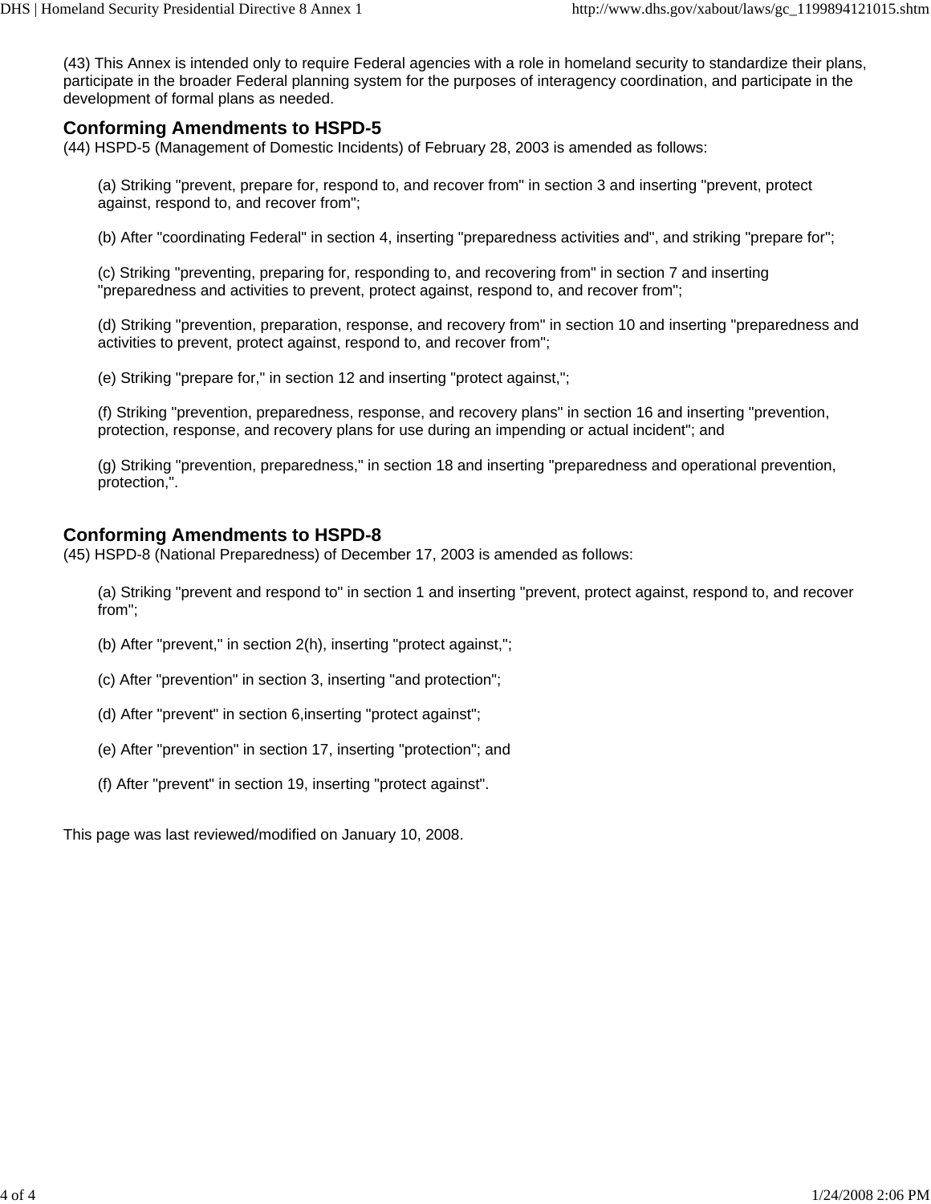(43) This Annex is intended only to require Federal agencies with a role in homeland security to standardize their plans, participate in the broader Federal planning system for the purposes of interagency coordination, and participate in the development of formal plans as needed.

## Conforming Amendments to HSPD-5

(44) HSPD-5 (Management of Domestic Incidents) of February 28, 2003 is amended as follows:

(a) Striking "prevent, prepare for, respond to, and recover from" in section 3 and inserting "prevent, protect against, respond to, and recover from";

(b) After "coordinating Federal" in section 4, inserting "preparedness activities and", and striking "prepare for";

(c) Striking "preventing, preparing for, responding to, and recovering from" in section 7 and inserting "preparedness and activities to prevent, protect against, respond to, and recover from";

(d) Striking "prevention, preparation, response, and recovery from" in section 10 and inserting "preparedness and activities to prevent, protect against, respond to, and recover from";

(e) Striking "prepare for," in section 12 and inserting "protect against,";

(f) Striking "prevention, preparedness, response, and recovery plans" in section 16 and inserting "prevention, protection, response, and recovery plans for use during an impending or actual incident"; and

(g) Striking "prevention, preparedness," in section 18 and inserting "preparedness and operational prevention, protection,".

## Conforming Amendments to HSPD-8

(45) HSPD-8 (National Preparedness) of December 17, 2003 is amended as follows:

(a) Striking "prevent and respond to" in section 1 and inserting "prevent, protect against, respond to, and recover from";

(b) After "prevent," in section 2(h), inserting "protect against,";

(c) After "prevention" in section 3, inserting "and protection";

(d) After "prevent" in section 6,inserting "protect against";

(e) After "prevention" in section 17, inserting "protection"; and

(f) After "prevent" in section 19, inserting "protect against".

This page was last reviewed/modified on January 10, 2008.